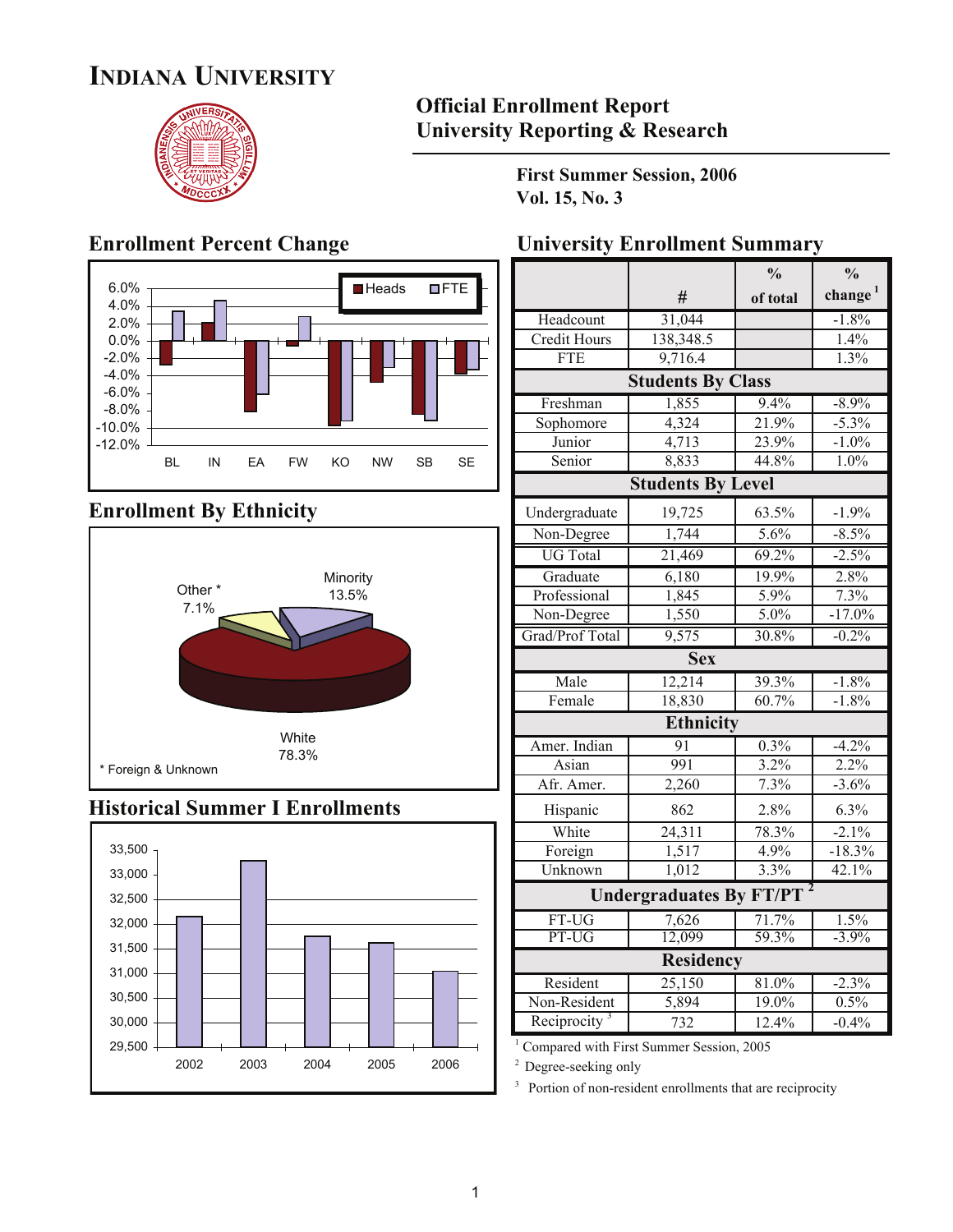# INDIANA UNIVERSITY

## Official Enrollment Report
## University Reporting & Research

**First Summer Session, 2006**
**Vol. 15, No. 3**

## Enrollment Percent Change

Heads / FTE

BL, IN, EA, FW, KO, NW, SB, SE

## Enrollment By Ethnicity

White 78.3%
Minority 13.5%
Other * 7.1%

\* Foreign & Unknown

## Historical Summer I Enrollments

2002, 2003, 2004, 2005, 2006

## University Enrollment Summary

| | # | % of total | % change [1] |
|---|---|---|---|
| Headcount | 31,044 | | -1.8% |
| Credit Hours | 138,348.5 | | 1.4% |
| FTE | 9,716.4 | | 1.3% |
| **Students By Class** | | | |
| Freshman | 1,855 | 9.4% | -8.9% |
| Sophomore | 4,324 | 21.9% | -5.3% |
| Junior | 4,713 | 23.9% | -1.0% |
| Senior | 8,833 | 44.8% | 1.0% |
| **Students By Level** | | | |
| Undergraduate | 19,725 | 63.5% | -1.9% |
| Non-Degree | 1,744 | 5.6% | -8.5% |
| UG Total | 21,469 | 69.2% | -2.5% |
| Graduate | 6,180 | 19.9% | 2.8% |
| Professional | 1,845 | 5.9% | 7.3% |
| Non-Degree | 1,550 | 5.0% | -17.0% |
| Grad/Prof Total | 9,575 | 30.8% | -0.2% |
| **Sex** | | | |
| Male | 12,214 | 39.3% | -1.8% |
| Female | 18,830 | 60.7% | -1.8% |
| **Ethnicity** | | | |
| Amer. Indian | 91 | 0.3% | -4.2% |
| Asian | 991 | 3.2% | 2.2% |
| Afr. Amer. | 2,260 | 7.3% | -3.6% |
| Hispanic | 862 | 2.8% | 6.3% |
| White | 24,311 | 78.3% | -2.1% |
| Foreign | 1,517 | 4.9% | -18.3% |
| Unknown | 1,012 | 3.3% | 42.1% |
| **Undergraduates By FT/PT [2]** | | | |
| FT-UG | 7,626 | 71.7% | 1.5% |
| PT-UG | 12,099 | 59.3% | -3.9% |
| **Residency** | | | |
| Resident | 25,150 | 81.0% | -2.3% |
| Non-Resident | 5,894 | 19.0% | 0.5% |
| Reciprocity [3] | 732 | 12.4% | -0.4% |

[1] Compared with First Summer Session, 2005

[2] Degree-seeking only

[3] Portion of non-resident enrollments that are reciprocity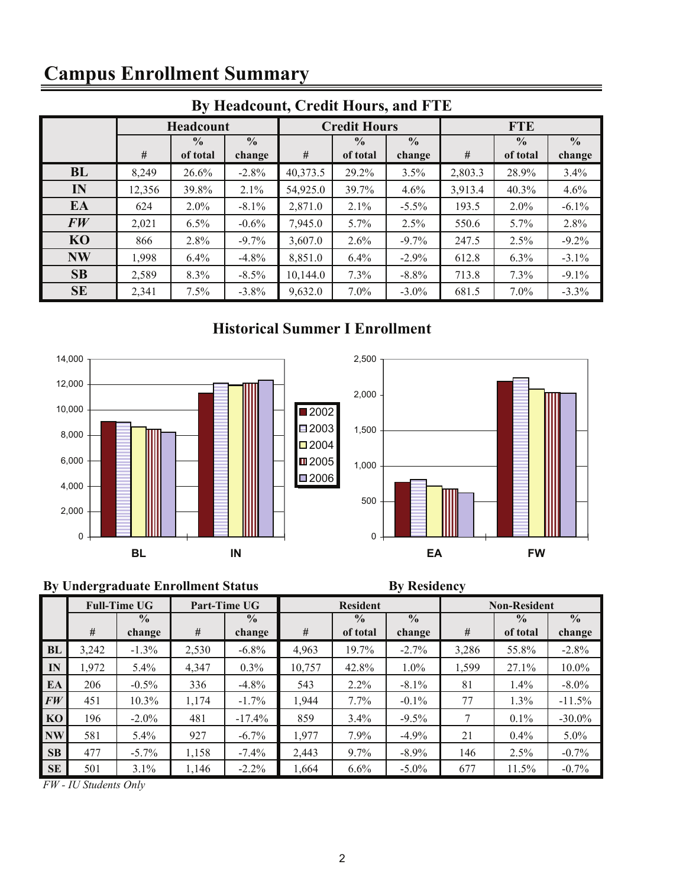# Campus Enrollment Summary

## By Headcount, Credit Hours, and FTE

| | Headcount | | | Credit Hours | | | FTE | | |
|---|---|---|---|---|---|---|---|---|---|
| | # | % of total | % change | # | % of total | % change | # | % of total | % change |
| **BL** | 8,249 | 26.6% | -2.8% | 40,373.5 | 29.2% | 3.5% | 2,803.3 | 28.9% | 3.4% |
| **IN** | 12,356 | 39.8% | 2.1% | 54,925.0 | 39.7% | 4.6% | 3,913.4 | 40.3% | 4.6% |
| **EA** | 624 | 2.0% | -8.1% | 2,871.0 | 2.1% | -5.5% | 193.5 | 2.0% | -6.1% |
| ***FW*** | 2,021 | 6.5% | -0.6% | 7,945.0 | 5.7% | 2.5% | 550.6 | 5.7% | 2.8% |
| **KO** | 866 | 2.8% | -9.7% | 3,607.0 | 2.6% | -9.7% | 247.5 | 2.5% | -9.2% |
| **NW** | 1,998 | 6.4% | -4.8% | 8,851.0 | 6.4% | -2.9% | 612.8 | 6.3% | -3.1% |
| **SB** | 2,589 | 8.3% | -8.5% | 10,144.0 | 7.3% | -8.8% | 713.8 | 7.3% | -9.1% |
| **SE** | 2,341 | 7.5% | -3.8% | 9,632.0 | 7.0% | -3.0% | 681.5 | 7.0% | -3.3% |

## Historical Summer I Enrollment

## By Undergraduate Enrollment Status / By Residency

| | Full-Time UG | | Part-Time UG | | Resident | | | Non-Resident | | |
|---|---|---|---|---|---|---|---|---|---|---|
| | # | % change | # | % change | # | % of total | % change | # | % of total | % change |
| **BL** | 3,242 | -1.3% | 2,530 | -6.8% | 4,963 | 19.7% | -2.7% | 3,286 | 55.8% | -2.8% |
| **IN** | 1,972 | 5.4% | 4,347 | 0.3% | 10,757 | 42.8% | 1.0% | 1,599 | 27.1% | 10.0% |
| **EA** | 206 | -0.5% | 336 | -4.8% | 543 | 2.2% | -8.1% | 81 | 1.4% | -8.0% |
| ***FW*** | 451 | 10.3% | 1,174 | -1.7% | 1,944 | 7.7% | -0.1% | 77 | 1.3% | -11.5% |
| **KO** | 196 | -2.0% | 481 | -17.4% | 859 | 3.4% | -9.5% | 7 | 0.1% | -30.0% |
| **NW** | 581 | 5.4% | 927 | -6.7% | 1,977 | 7.9% | -4.9% | 21 | 0.4% | 5.0% |
| **SB** | 477 | -5.7% | 1,158 | -7.4% | 2,443 | 9.7% | -8.9% | 146 | 2.5% | -0.7% |
| **SE** | 501 | 3.1% | 1,146 | -2.2% | 1,664 | 6.6% | -5.0% | 677 | 11.5% | -0.7% |

*FW - IU Students Only*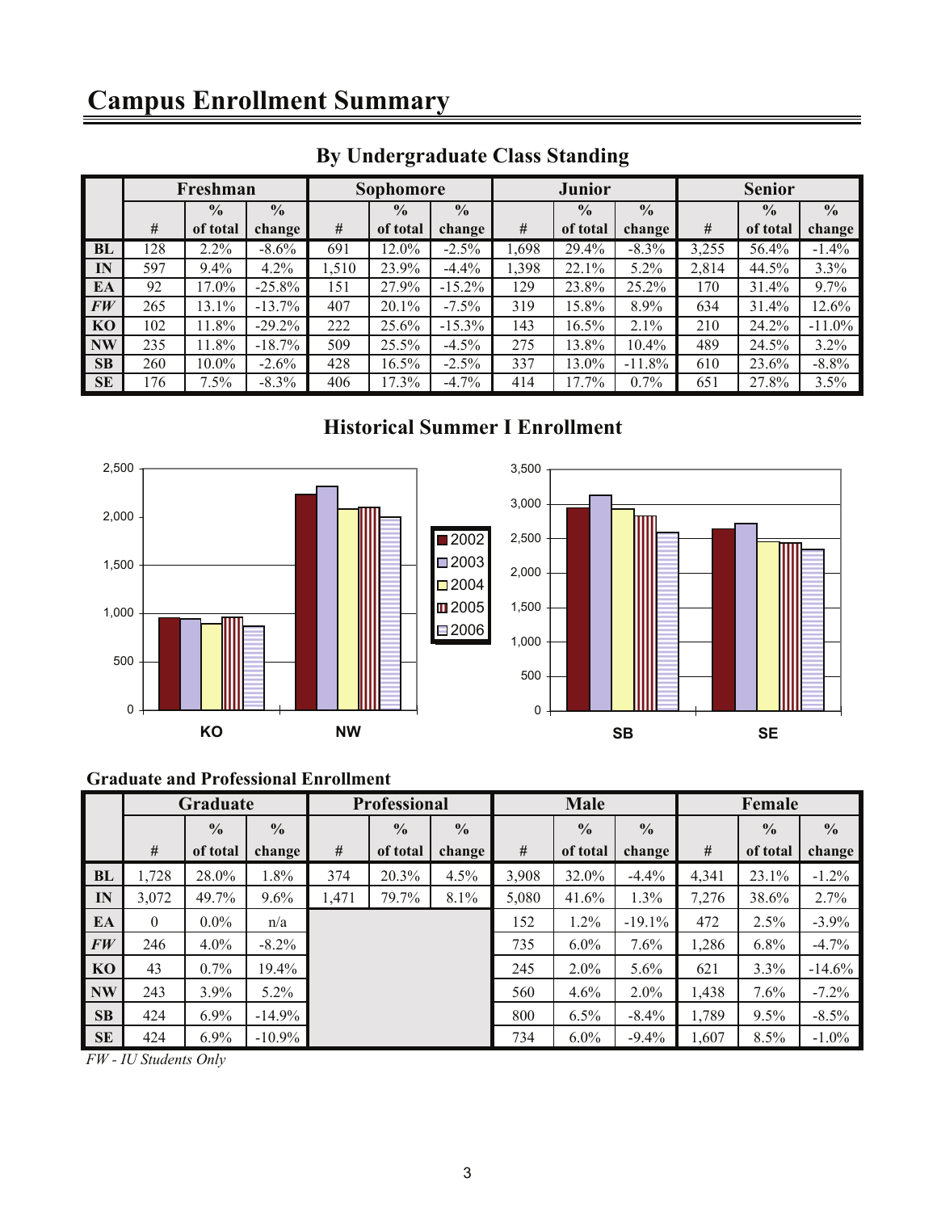# Campus Enrollment Summary

## By Undergraduate Class Standing

| | Freshman | | | Sophomore | | | Junior | | | Senior | | |
|---|---|---|---|---|---|---|---|---|---|---|---|---|
| | # | % of total | % change | # | % of total | % change | # | % of total | % change | # | % of total | % change |
| **BL** | 128 | 2.2% | -8.6% | 691 | 12.0% | -2.5% | 1,698 | 29.4% | -8.3% | 3,255 | 56.4% | -1.4% |
| **IN** | 597 | 9.4% | 4.2% | 1,510 | 23.9% | -4.4% | 1,398 | 22.1% | 5.2% | 2,814 | 44.5% | 3.3% |
| **EA** | 92 | 17.0% | -25.8% | 151 | 27.9% | -15.2% | 129 | 23.8% | 25.2% | 170 | 31.4% | 9.7% |
| ***FW*** | 265 | 13.1% | -13.7% | 407 | 20.1% | -7.5% | 319 | 15.8% | 8.9% | 634 | 31.4% | 12.6% |
| **KO** | 102 | 11.8% | -29.2% | 222 | 25.6% | -15.3% | 143 | 16.5% | 2.1% | 210 | 24.2% | -11.0% |
| **NW** | 235 | 11.8% | -18.7% | 509 | 25.5% | -4.5% | 275 | 13.8% | 10.4% | 489 | 24.5% | 3.2% |
| **SB** | 260 | 10.0% | -2.6% | 428 | 16.5% | -2.5% | 337 | 13.0% | -11.8% | 610 | 23.6% | -8.8% |
| **SE** | 176 | 7.5% | -8.3% | 406 | 17.3% | -4.7% | 414 | 17.7% | 0.7% | 651 | 27.8% | 3.5% |

## Historical Summer I Enrollment

### Graduate and Professional Enrollment

| | Graduate | | | Professional | | | Male | | | Female | | |
|---|---|---|---|---|---|---|---|---|---|---|---|---|
| | # | % of total | % change | # | % of total | % change | # | % of total | % change | # | % of total | % change |
| **BL** | 1,728 | 28.0% | 1.8% | 374 | 20.3% | 4.5% | 3,908 | 32.0% | -4.4% | 4,341 | 23.1% | -1.2% |
| **IN** | 3,072 | 49.7% | 9.6% | 1,471 | 79.7% | 8.1% | 5,080 | 41.6% | 1.3% | 7,276 | 38.6% | 2.7% |
| **EA** | 0 | 0.0% | n/a | | | | 152 | 1.2% | -19.1% | 472 | 2.5% | -3.9% |
| ***FW*** | 246 | 4.0% | -8.2% | | | | 735 | 6.0% | 7.6% | 1,286 | 6.8% | -4.7% |
| **KO** | 43 | 0.7% | 19.4% | | | | 245 | 2.0% | 5.6% | 621 | 3.3% | -14.6% |
| **NW** | 243 | 3.9% | 5.2% | | | | 560 | 4.6% | 2.0% | 1,438 | 7.6% | -7.2% |
| **SB** | 424 | 6.9% | -14.9% | | | | 800 | 6.5% | -8.4% | 1,789 | 9.5% | -8.5% |
| **SE** | 424 | 6.9% | -10.9% | | | | 734 | 6.0% | -9.4% | 1,607 | 8.5% | -1.0% |

*FW - IU Students Only*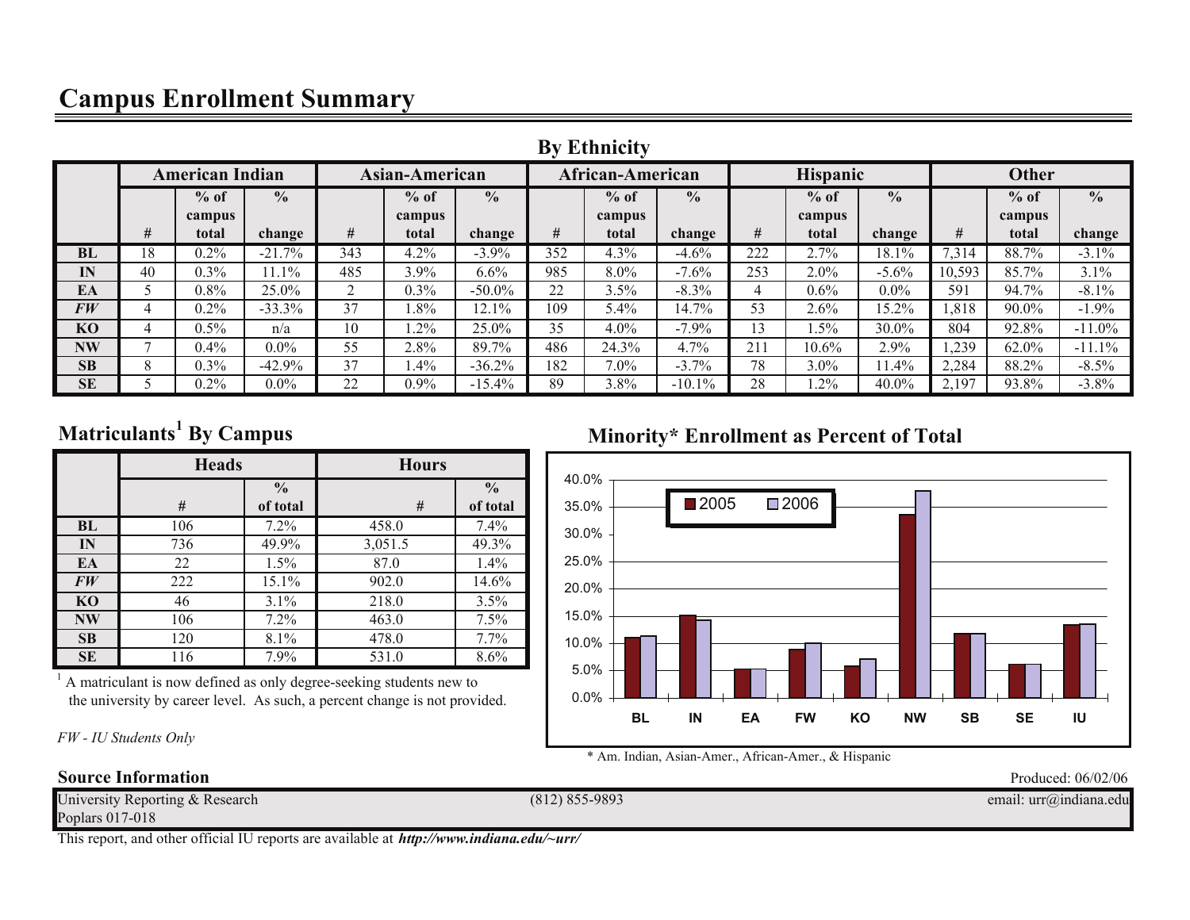# Campus Enrollment Summary

## By Ethnicity

| | American Indian | | | Asian-American | | | African-American | | | Hispanic | | | Other | | |
|---|---|---|---|---|---|---|---|---|---|---|---|---|---|---|---|
| | # | % of campus total | % change | # | % of campus total | % change | # | % of campus total | % change | # | % of campus total | % change | # | % of campus total | % change |
| **BL** | 18 | 0.2% | -21.7% | 343 | 4.2% | -3.9% | 352 | 4.3% | -4.6% | 222 | 2.7% | 18.1% | 7,314 | 88.7% | -3.1% |
| **IN** | 40 | 0.3% | 11.1% | 485 | 3.9% | 6.6% | 985 | 8.0% | -7.6% | 253 | 2.0% | -5.6% | 10,593 | 85.7% | 3.1% |
| **EA** | 5 | 0.8% | 25.0% | 2 | 0.3% | -50.0% | 22 | 3.5% | -8.3% | 4 | 0.6% | 0.0% | 591 | 94.7% | -8.1% |
| ***FW*** | 4 | 0.2% | -33.3% | 37 | 1.8% | 12.1% | 109 | 5.4% | 14.7% | 53 | 2.6% | 15.2% | 1,818 | 90.0% | -1.9% |
| **KO** | 4 | 0.5% | n/a | 10 | 1.2% | 25.0% | 35 | 4.0% | -7.9% | 13 | 1.5% | 30.0% | 804 | 92.8% | -11.0% |
| **NW** | 7 | 0.4% | 0.0% | 55 | 2.8% | 89.7% | 486 | 24.3% | 4.7% | 211 | 10.6% | 2.9% | 1,239 | 62.0% | -11.1% |
| **SB** | 8 | 0.3% | -42.9% | 37 | 1.4% | -36.2% | 182 | 7.0% | -3.7% | 78 | 3.0% | 11.4% | 2,284 | 88.2% | -8.5% |
| **SE** | 5 | 0.2% | 0.0% | 22 | 0.9% | -15.4% | 89 | 3.8% | -10.1% | 28 | 1.2% | 40.0% | 2,197 | 93.8% | -3.8% |

## Matriculants[1] By Campus

| | Heads | | Hours | |
|---|---|---|---|---|
| | # | % of total | # | % of total |
| **BL** | 106 | 7.2% | 458.0 | 7.4% |
| **IN** | 736 | 49.9% | 3,051.5 | 49.3% |
| **EA** | 22 | 1.5% | 87.0 | 1.4% |
| ***FW*** | 222 | 15.1% | 902.0 | 14.6% |
| **KO** | 46 | 3.1% | 218.0 | 3.5% |
| **NW** | 106 | 7.2% | 463.0 | 7.5% |
| **SB** | 120 | 8.1% | 478.0 | 7.7% |
| **SE** | 116 | 7.9% | 531.0 | 8.6% |

[1] A matriculant is now defined as only degree-seeking students new to the university by career level. As such, a percent change is not provided.

*FW - IU Students Only*

## Minority* Enrollment as Percent of Total

40.0%
35.0%
30.0%
25.0%
20.0%
15.0%
10.0%
5.0%
0.0%

2005 2006

BL IN EA FW KO NW SB SE IU

\* Am. Indian, Asian-Amer., African-Amer., & Hispanic

### Source Information

Produced: 06/02/06

University Reporting & Research
Poplars 017-018
(812) 855-9893
email: urr@indiana.edu

This report, and other official IU reports are available at ***http://www.indiana.edu/~urr/***